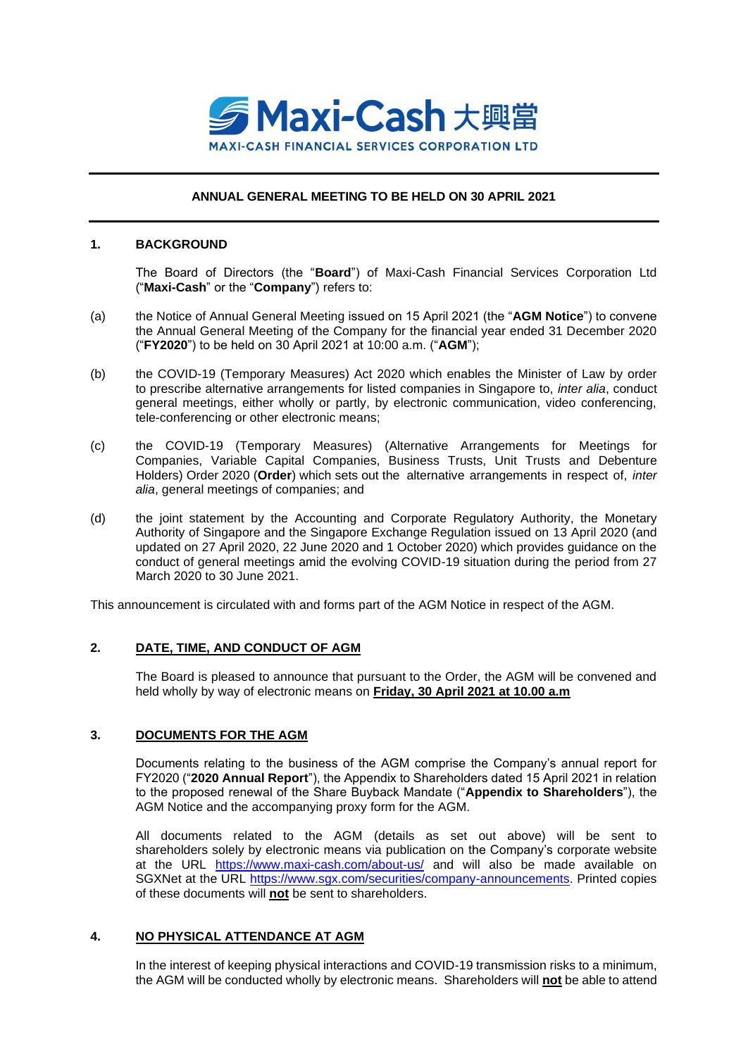Maxi-Cash 大興當

MAXI-CASH FINANCIAL SERVICES CORPORATION LTD

**ANNUAL GENERAL MEETING TO BE HELD ON 30 APRIL 2021**

**1. BACKGROUND**

The Board of Directors (the "**Board**") of Maxi-Cash Financial Services Corporation Ltd ("**Maxi-Cash**" or the "**Company**") refers to:

(a) the Notice of Annual General Meeting issued on 15 April 2021 (the "**AGM Notice**") to convene the Annual General Meeting of the Company for the financial year ended 31 December 2020 ("**FY2020**") to be held on 30 April 2021 at 10:00 a.m. ("**AGM**");

(b) the COVID-19 (Temporary Measures) Act 2020 which enables the Minister of Law by order to prescribe alternative arrangements for listed companies in Singapore to, *inter alia*, conduct general meetings, either wholly or partly, by electronic communication, video conferencing, tele-conferencing or other electronic means;

(c) the COVID-19 (Temporary Measures) (Alternative Arrangements for Meetings for Companies, Variable Capital Companies, Business Trusts, Unit Trusts and Debenture Holders) Order 2020 (**Order**) which sets out the alternative arrangements in respect of, *inter alia*, general meetings of companies; and

(d) the joint statement by the Accounting and Corporate Regulatory Authority, the Monetary Authority of Singapore and the Singapore Exchange Regulation issued on 13 April 2020 (and updated on 27 April 2020, 22 June 2020 and 1 October 2020) which provides guidance on the conduct of general meetings amid the evolving COVID-19 situation during the period from 27 March 2020 to 30 June 2021.

This announcement is circulated with and forms part of the AGM Notice in respect of the AGM.

**2. DATE, TIME, AND CONDUCT OF AGM**

The Board is pleased to announce that pursuant to the Order, the AGM will be convened and held wholly by way of electronic means on **Friday, 30 April 2021 at 10.00 a.m**

**3. DOCUMENTS FOR THE AGM**

Documents relating to the business of the AGM comprise the Company's annual report for FY2020 ("**2020 Annual Report**"), the Appendix to Shareholders dated 15 April 2021 in relation to the proposed renewal of the Share Buyback Mandate ("**Appendix to Shareholders**"), the AGM Notice and the accompanying proxy form for the AGM.

All documents related to the AGM (details as set out above) will be sent to shareholders solely by electronic means via publication on the Company's corporate website at the URL https://www.maxi-cash.com/about-us/ and will also be made available on SGXNet at the URL https://www.sgx.com/securities/company-announcements. Printed copies of these documents will **not** be sent to shareholders.

**4. NO PHYSICAL ATTENDANCE AT AGM**

In the interest of keeping physical interactions and COVID-19 transmission risks to a minimum, the AGM will be conducted wholly by electronic means. Shareholders will **not** be able to attend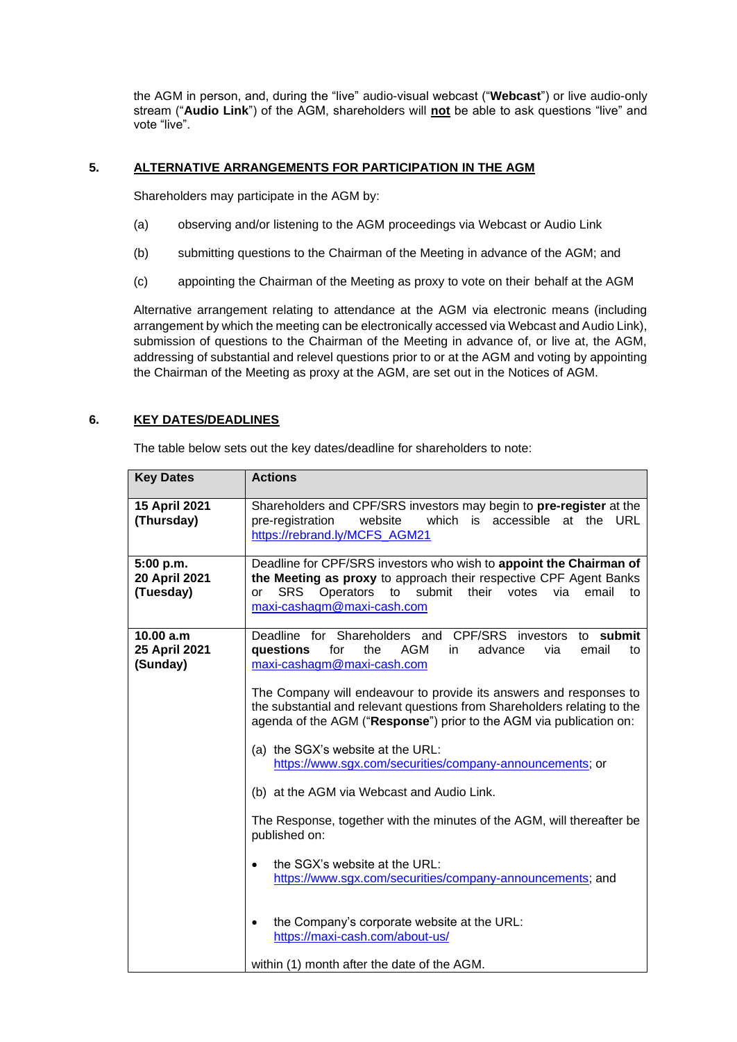the AGM in person, and, during the "live" audio-visual webcast ("**Webcast**") or live audio-only stream ("**Audio Link**") of the AGM, shareholders will **not** be able to ask questions "live" and vote "live".

## 5. ALTERNATIVE ARRANGEMENTS FOR PARTICIPATION IN THE AGM

Shareholders may participate in the AGM by:

(a) observing and/or listening to the AGM proceedings via Webcast or Audio Link

(b) submitting questions to the Chairman of the Meeting in advance of the AGM; and

(c) appointing the Chairman of the Meeting as proxy to vote on their behalf at the AGM

Alternative arrangement relating to attendance at the AGM via electronic means (including arrangement by which the meeting can be electronically accessed via Webcast and Audio Link), submission of questions to the Chairman of the Meeting in advance of, or live at, the AGM, addressing of substantial and relevel questions prior to or at the AGM and voting by appointing the Chairman of the Meeting as proxy at the AGM, are set out in the Notices of AGM.

## 6. KEY DATES/DEADLINES

The table below sets out the key dates/deadline for shareholders to note:

| Key Dates | Actions |
|---|---|
| **15 April 2021 (Thursday)** | Shareholders and CPF/SRS investors may begin to **pre-register** at the pre-registration website which is accessible at the URL https://rebrand.ly/MCFS_AGM21 |
| **5:00 p.m. 20 April 2021 (Tuesday)** | Deadline for CPF/SRS investors who wish to **appoint the Chairman of the Meeting as proxy** to approach their respective CPF Agent Banks or SRS Operators to submit their votes via email to maxi-cashagm@maxi-cash.com |
| **10.00 a.m 25 April 2021 (Sunday)** | Deadline for Shareholders and CPF/SRS investors to **submit questions** for the AGM in advance via email to maxi-cashagm@maxi-cash.com<br><br>The Company will endeavour to provide its answers and responses to the substantial and relevant questions from Shareholders relating to the agenda of the AGM ("**Response**") prior to the AGM via publication on:<br><br>(a) the SGX's website at the URL: https://www.sgx.com/securities/company-announcements; or<br><br>(b) at the AGM via Webcast and Audio Link.<br><br>The Response, together with the minutes of the AGM, will thereafter be published on:<br><br>• the SGX's website at the URL: https://www.sgx.com/securities/company-announcements; and<br><br>• the Company's corporate website at the URL: https://maxi-cash.com/about-us/<br><br>within (1) month after the date of the AGM. |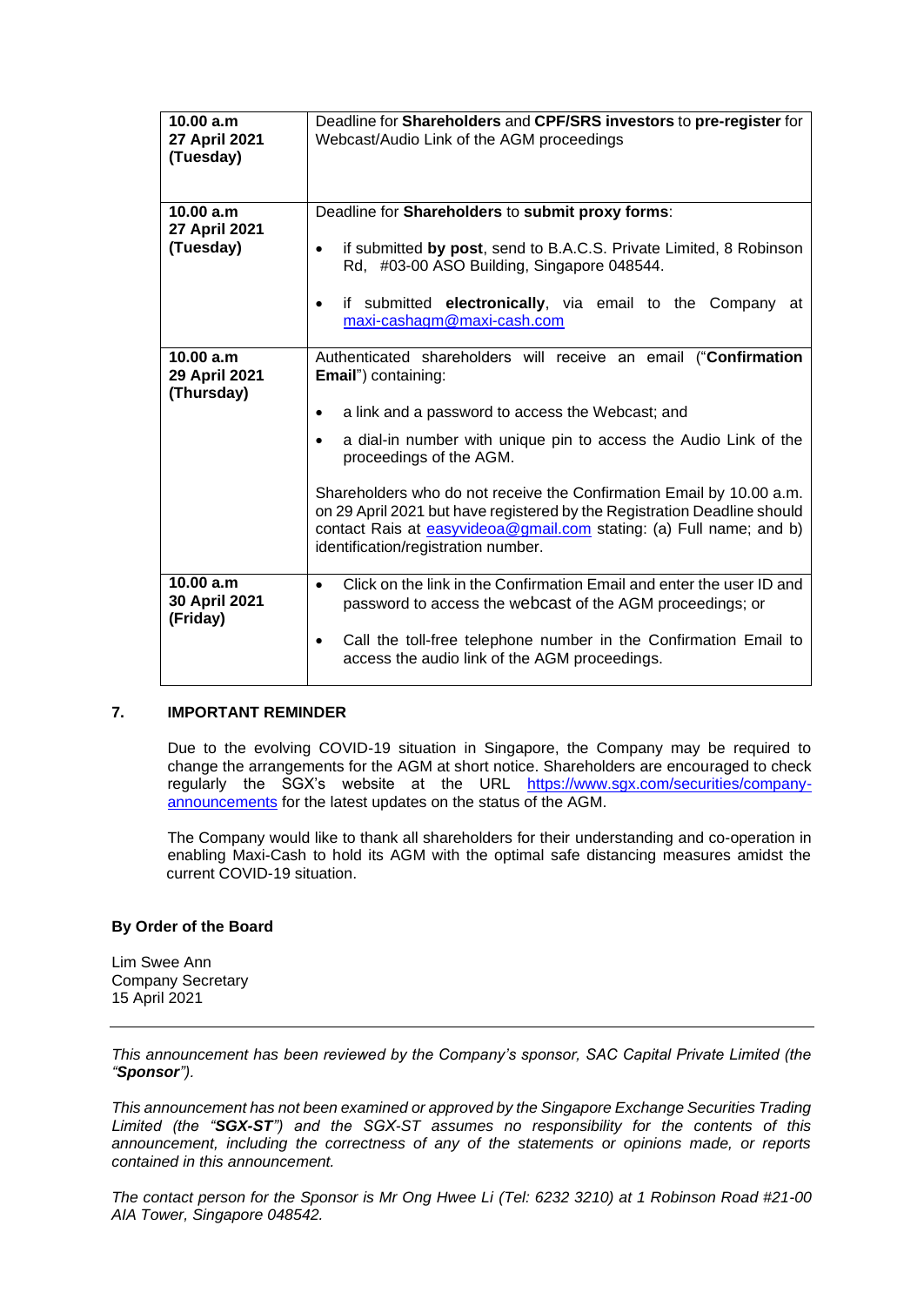| | |
|---|---|
| **10.00 a.m**<br>**27 April 2021**<br>**(Tuesday)** | Deadline for **Shareholders** and **CPF/SRS investors** to **pre-register** for Webcast/Audio Link of the AGM proceedings |
| **10.00 a.m**<br>**27 April 2021**<br>**(Tuesday)** | Deadline for **Shareholders** to **submit proxy forms**:<br>• if submitted **by post**, send to B.A.C.S. Private Limited, 8 Robinson Rd, #03-00 ASO Building, Singapore 048544.<br>• if submitted **electronically**, via email to the Company at maxi-cashagm@maxi-cash.com |
| **10.00 a.m**<br>**29 April 2021**<br>**(Thursday)** | Authenticated shareholders will receive an email ("**Confirmation Email**") containing:<br>• a link and a password to access the Webcast; and<br>• a dial-in number with unique pin to access the Audio Link of the proceedings of the AGM.<br>Shareholders who do not receive the Confirmation Email by 10.00 a.m. on 29 April 2021 but have registered by the Registration Deadline should contact Rais at easyvideoa@gmail.com stating: (a) Full name; and b) identification/registration number. |
| **10.00 a.m**<br>**30 April 2021**<br>**(Friday)** | • Click on the link in the Confirmation Email and enter the user ID and password to access the webcast of the AGM proceedings; or<br>• Call the toll-free telephone number in the Confirmation Email to access the audio link of the AGM proceedings. |

## 7. IMPORTANT REMINDER

Due to the evolving COVID-19 situation in Singapore, the Company may be required to change the arrangements for the AGM at short notice. Shareholders are encouraged to check regularly the SGX's website at the URL https://www.sgx.com/securities/company-announcements for the latest updates on the status of the AGM.

The Company would like to thank all shareholders for their understanding and co-operation in enabling Maxi-Cash to hold its AGM with the optimal safe distancing measures amidst the current COVID-19 situation.

**By Order of the Board**

Lim Swee Ann
Company Secretary
15 April 2021

---

*This announcement has been reviewed by the Company's sponsor, SAC Capital Private Limited (the "**Sponsor**").*

*This announcement has not been examined or approved by the Singapore Exchange Securities Trading Limited (the "**SGX-ST**") and the SGX-ST assumes no responsibility for the contents of this announcement, including the correctness of any of the statements or opinions made, or reports contained in this announcement.*

*The contact person for the Sponsor is Mr Ong Hwee Li (Tel: 6232 3210) at 1 Robinson Road #21-00 AIA Tower, Singapore 048542.*